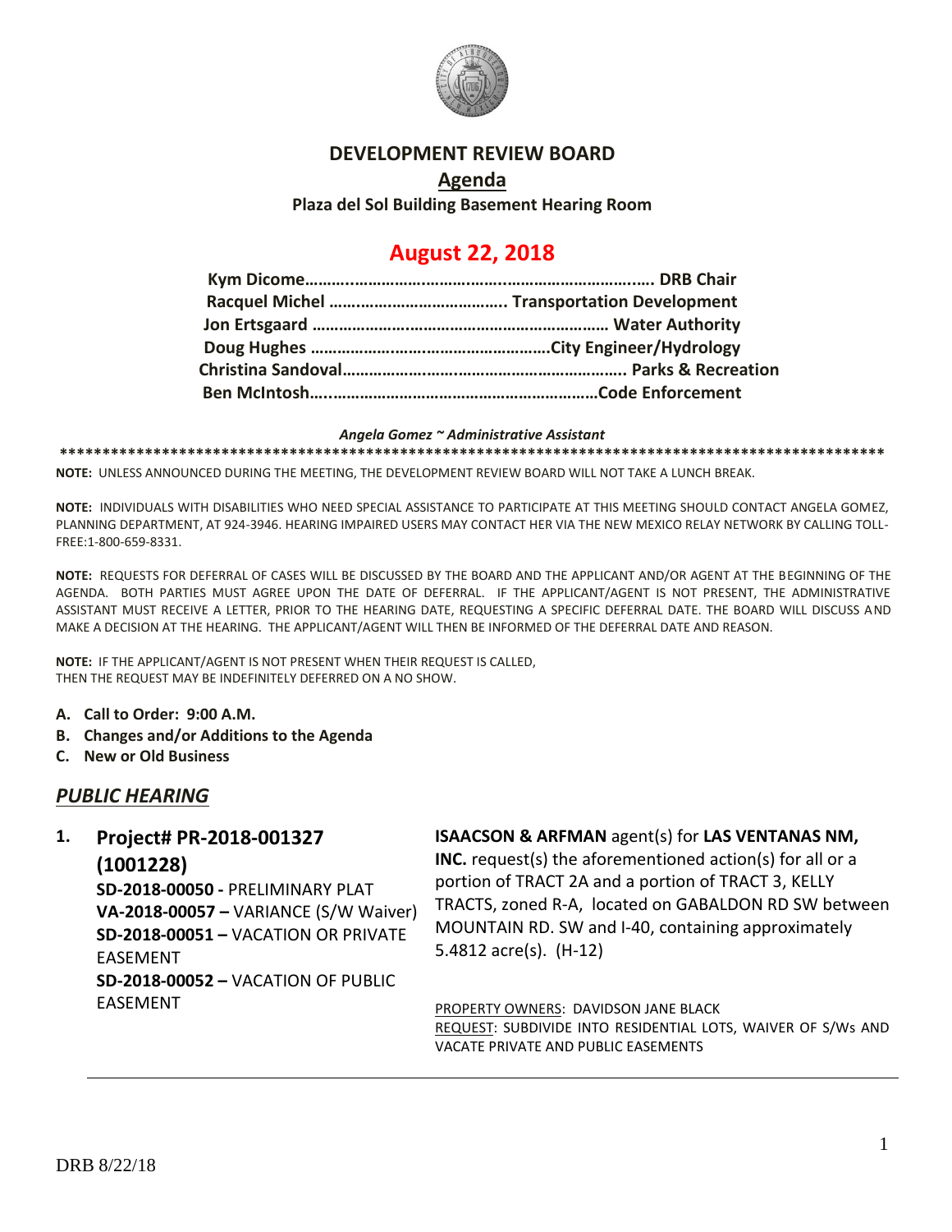# DEVELOPMENT REVIEW BOARD

## Agenda

**Plaza del Sol Building Basement Hearing Room**

## August 22, 2018

**Kym Dicome………………………………………………………………. DRB Chair**
**Racquel Michel ………………………………….. Transportation Development**
**Jon Ertsgaard ………………………………………………………… Water Authority**
**Doug Hughes ……………………………………………….City Engineer/Hydrology**
**Christina Sandoval……………………………………………………. Parks & Recreation**
**Ben McIntosh…………………………………………………………Code Enforcement**

***Angela Gomez ~ Administrative Assistant***

****************************************************************************************************

**NOTE:** UNLESS ANNOUNCED DURING THE MEETING, THE DEVELOPMENT REVIEW BOARD WILL NOT TAKE A LUNCH BREAK.

**NOTE:** INDIVIDUALS WITH DISABILITIES WHO NEED SPECIAL ASSISTANCE TO PARTICIPATE AT THIS MEETING SHOULD CONTACT ANGELA GOMEZ, PLANNING DEPARTMENT, AT 924-3946. HEARING IMPAIRED USERS MAY CONTACT HER VIA THE NEW MEXICO RELAY NETWORK BY CALLING TOLL-FREE:1-800-659-8331.

**NOTE:** REQUESTS FOR DEFERRAL OF CASES WILL BE DISCUSSED BY THE BOARD AND THE APPLICANT AND/OR AGENT AT THE BEGINNING OF THE AGENDA. BOTH PARTIES MUST AGREE UPON THE DATE OF DEFERRAL. IF THE APPLICANT/AGENT IS NOT PRESENT, THE ADMINISTRATIVE ASSISTANT MUST RECEIVE A LETTER, PRIOR TO THE HEARING DATE, REQUESTING A SPECIFIC DEFERRAL DATE. THE BOARD WILL DISCUSS AND MAKE A DECISION AT THE HEARING. THE APPLICANT/AGENT WILL THEN BE INFORMED OF THE DEFERRAL DATE AND REASON.

**NOTE:** IF THE APPLICANT/AGENT IS NOT PRESENT WHEN THEIR REQUEST IS CALLED, THEN THE REQUEST MAY BE INDEFINITELY DEFERRED ON A NO SHOW.

A. **Call to Order: 9:00 A.M.**
B. **Changes and/or Additions to the Agenda**
C. **New or Old Business**

## *PUBLIC HEARING*

1. **Project# PR-2018-001327 (1001228)**
   **SD-2018-00050 -** PRELIMINARY PLAT
   **VA-2018-00057 –** VARIANCE (S/W Waiver)
   **SD-2018-00051 –** VACATION OR PRIVATE EASEMENT
   **SD-2018-00052 –** VACATION OF PUBLIC EASEMENT

   **ISAACSON & ARFMAN** agent(s) for **LAS VENTANAS NM, INC.** request(s) the aforementioned action(s) for all or a portion of TRACT 2A and a portion of TRACT 3, KELLY TRACTS, zoned R-A, located on GABALDON RD SW between MOUNTAIN RD. SW and I-40, containing approximately 5.4812 acre(s). (H-12)

   PROPERTY OWNERS: DAVIDSON JANE BLACK
   REQUEST: SUBDIVIDE INTO RESIDENTIAL LOTS, WAIVER OF S/Ws AND VACATE PRIVATE AND PUBLIC EASEMENTS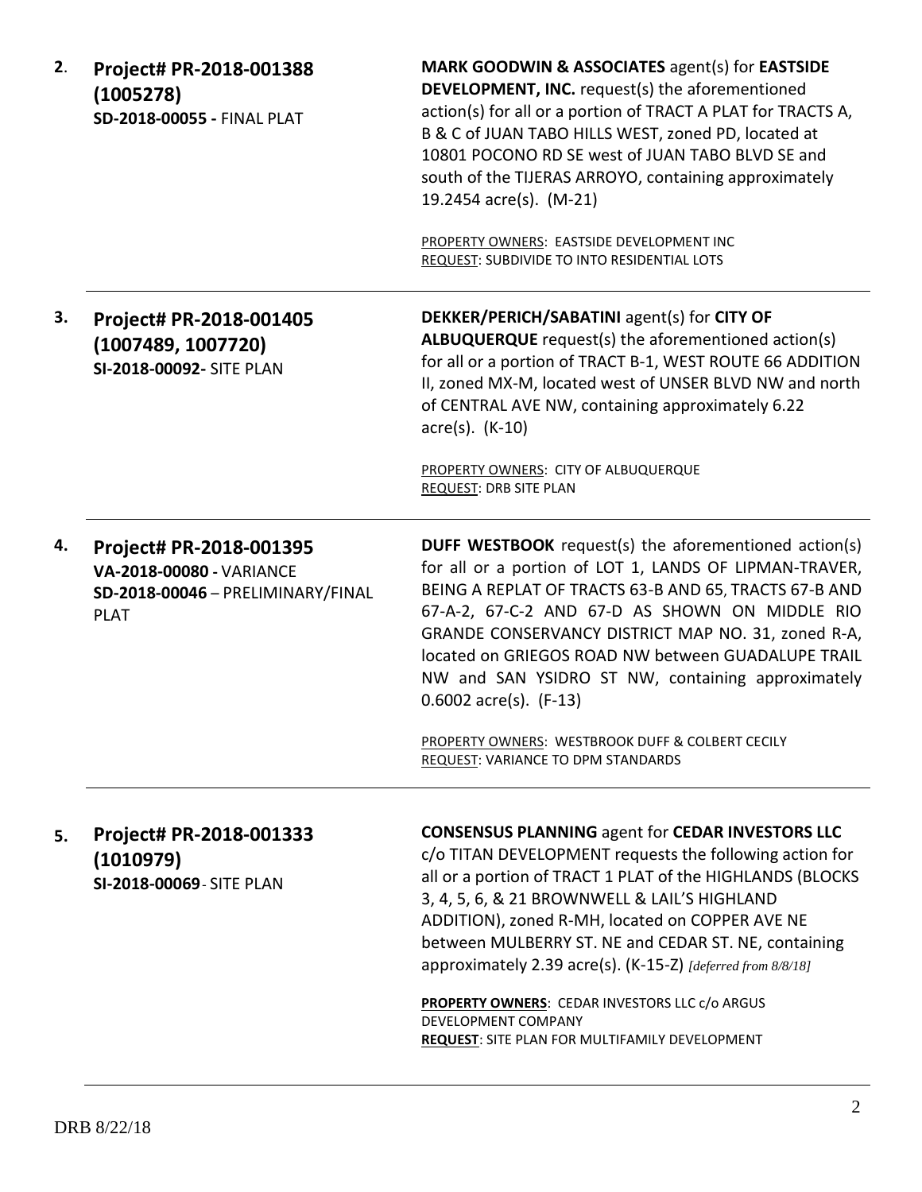| | | |
|---|---|---|
| **2**. | **Project# PR-2018-001388 (1005278)**<br>**SD-2018-00055 -** FINAL PLAT | **MARK GOODWIN & ASSOCIATES** agent(s) for **EASTSIDE DEVELOPMENT, INC.** request(s) the aforementioned action(s) for all or a portion of TRACT A PLAT for TRACTS A, B & C of JUAN TABO HILLS WEST, zoned PD, located at 10801 POCONO RD SE west of JUAN TABO BLVD SE and south of the TIJERAS ARROYO, containing approximately 19.2454 acre(s). (M-21)<br><br>PROPERTY OWNERS: EASTSIDE DEVELOPMENT INC<br>REQUEST: SUBDIVIDE TO INTO RESIDENTIAL LOTS |
| **3.** | **Project# PR-2018-001405 (1007489, 1007720)**<br>**SI-2018-00092-** SITE PLAN | **DEKKER/PERICH/SABATINI** agent(s) for **CITY OF ALBUQUERQUE** request(s) the aforementioned action(s) for all or a portion of TRACT B-1, WEST ROUTE 66 ADDITION II, zoned MX-M, located west of UNSER BLVD NW and north of CENTRAL AVE NW, containing approximately 6.22 acre(s). (K-10)<br><br>PROPERTY OWNERS: CITY OF ALBUQUERQUE<br>REQUEST: DRB SITE PLAN |
| **4.** | **Project# PR-2018-001395**<br>**VA-2018-00080 -** VARIANCE<br>**SD-2018-00046** – PRELIMINARY/FINAL PLAT | **DUFF WESTBOOK** request(s) the aforementioned action(s) for all or a portion of LOT 1, LANDS OF LIPMAN-TRAVER, BEING A REPLAT OF TRACTS 63-B AND 65, TRACTS 67-B AND 67-A-2, 67-C-2 AND 67-D AS SHOWN ON MIDDLE RIO GRANDE CONSERVANCY DISTRICT MAP NO. 31, zoned R-A, located on GRIEGOS ROAD NW between GUADALUPE TRAIL NW and SAN YSIDRO ST NW, containing approximately 0.6002 acre(s). (F-13)<br><br>PROPERTY OWNERS: WESTBROOK DUFF & COLBERT CECILY<br>REQUEST: VARIANCE TO DPM STANDARDS |
| **5.** | **Project# PR-2018-001333 (1010979)**<br>**SI-2018-00069**- SITE PLAN | **CONSENSUS PLANNING** agent for **CEDAR INVESTORS LLC** c/o TITAN DEVELOPMENT requests the following action for all or a portion of TRACT 1 PLAT of the HIGHLANDS (BLOCKS 3, 4, 5, 6, & 21 BROWNWELL & LAIL'S HIGHLAND ADDITION), zoned R-MH, located on COPPER AVE NE between MULBERRY ST. NE and CEDAR ST. NE, containing approximately 2.39 acre(s). (K-15-Z) *[deferred from 8/8/18]*<br><br>**PROPERTY OWNERS**: CEDAR INVESTORS LLC c/o ARGUS DEVELOPMENT COMPANY<br>**REQUEST**: SITE PLAN FOR MULTIFAMILY DEVELOPMENT |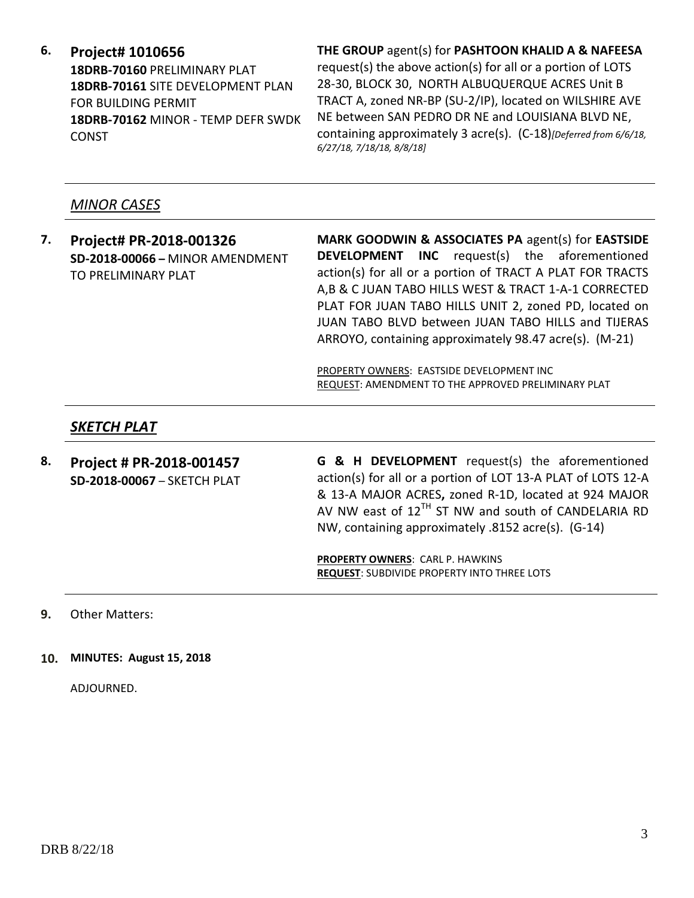6. **Project# 1010656**
**18DRB-70160** PRELIMINARY PLAT
**18DRB-70161** SITE DEVELOPMENT PLAN FOR BUILDING PERMIT
**18DRB-70162** MINOR - TEMP DEFR SWDK CONST

**THE GROUP** agent(s) for **PASHTOON KHALID A & NAFEESA** request(s) the above action(s) for all or a portion of LOTS 28-30, BLOCK 30, NORTH ALBUQUERQUE ACRES Unit B TRACT A, zoned NR-BP (SU-2/IP), located on WILSHIRE AVE NE between SAN PEDRO DR NE and LOUISIANA BLVD NE, containing approximately 3 acre(s). (C-18)*[Deferred from 6/6/18, 6/27/18, 7/18/18, 8/8/18]*

---

## *MINOR CASES*

7. **Project# PR-2018-001326**
**SD-2018-00066 –** MINOR AMENDMENT TO PRELIMINARY PLAT

**MARK GOODWIN & ASSOCIATES PA** agent(s) for **EASTSIDE DEVELOPMENT INC** request(s) the aforementioned action(s) for all or a portion of TRACT A PLAT FOR TRACTS A,B & C JUAN TABO HILLS WEST & TRACT 1-A-1 CORRECTED PLAT FOR JUAN TABO HILLS UNIT 2, zoned PD, located on JUAN TABO BLVD between JUAN TABO HILLS and TIJERAS ARROYO, containing approximately 98.47 acre(s). (M-21)

PROPERTY OWNERS: EASTSIDE DEVELOPMENT INC
REQUEST: AMENDMENT TO THE APPROVED PRELIMINARY PLAT

---

## ***SKETCH PLAT***

8. **Project # PR-2018-001457**
**SD-2018-00067** – SKETCH PLAT

**G & H DEVELOPMENT** request(s) the aforementioned action(s) for all or a portion of LOT 13-A PLAT of LOTS 12-A & 13-A MAJOR ACRES**,** zoned R-1D, located at 924 MAJOR AV NW east of 12TH ST NW and south of CANDELARIA RD NW, containing approximately .8152 acre(s). (G-14)

**PROPERTY OWNERS**: CARL P. HAWKINS
**REQUEST**: SUBDIVIDE PROPERTY INTO THREE LOTS

---

9. Other Matters:

10. **MINUTES: August 15, 2018**

ADJOURNED.